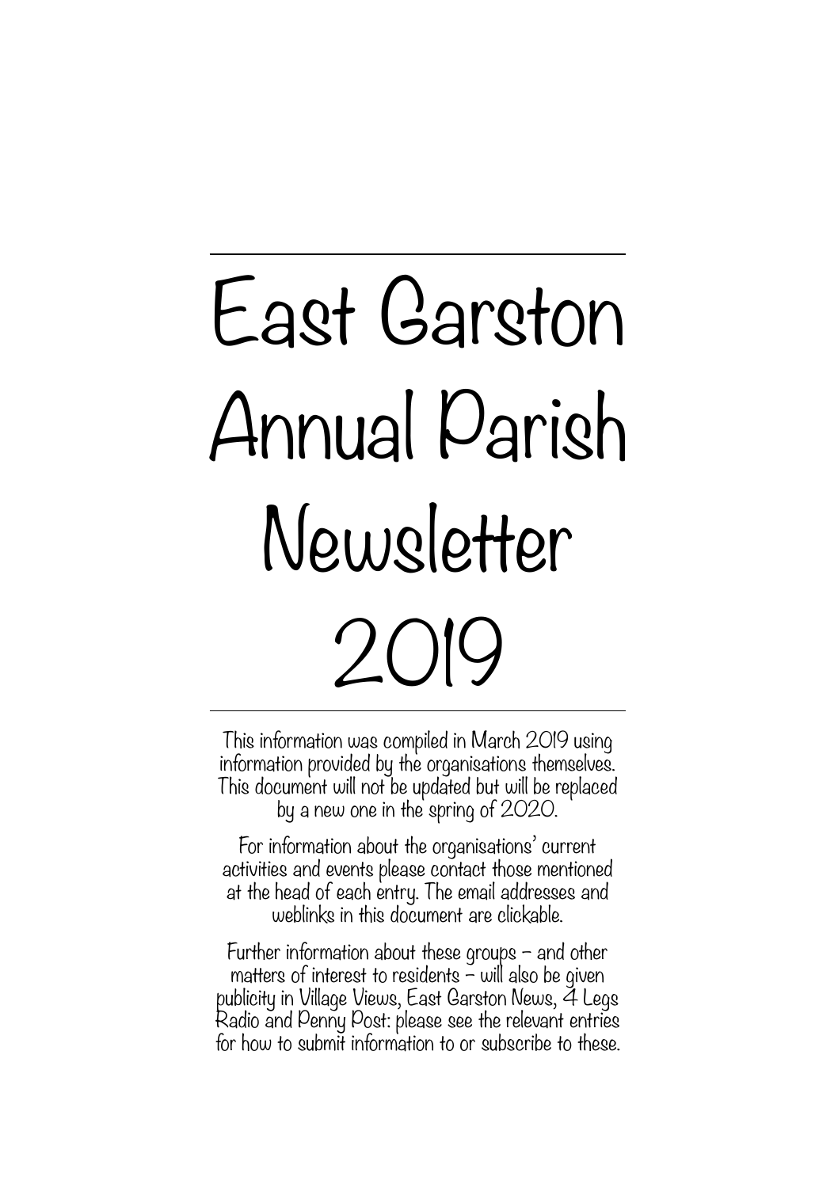---

# East Garston Annual Parish Newsletter 2019

---

This information was compiled in March 2019 using information provided by the organisations themselves. This document will not be updated but will be replaced by a new one in the spring of 2020.

For information about the organisations' current activities and events please contact those mentioned at the head of each entry. The email addresses and weblinks in this document are clickable.

Further information about these groups – and other matters of interest to residents – will also be given publicity in Village Views, East Garston News, 4 Legs Radio and Penny Post: please see the relevant entries for how to submit information to or subscribe to these.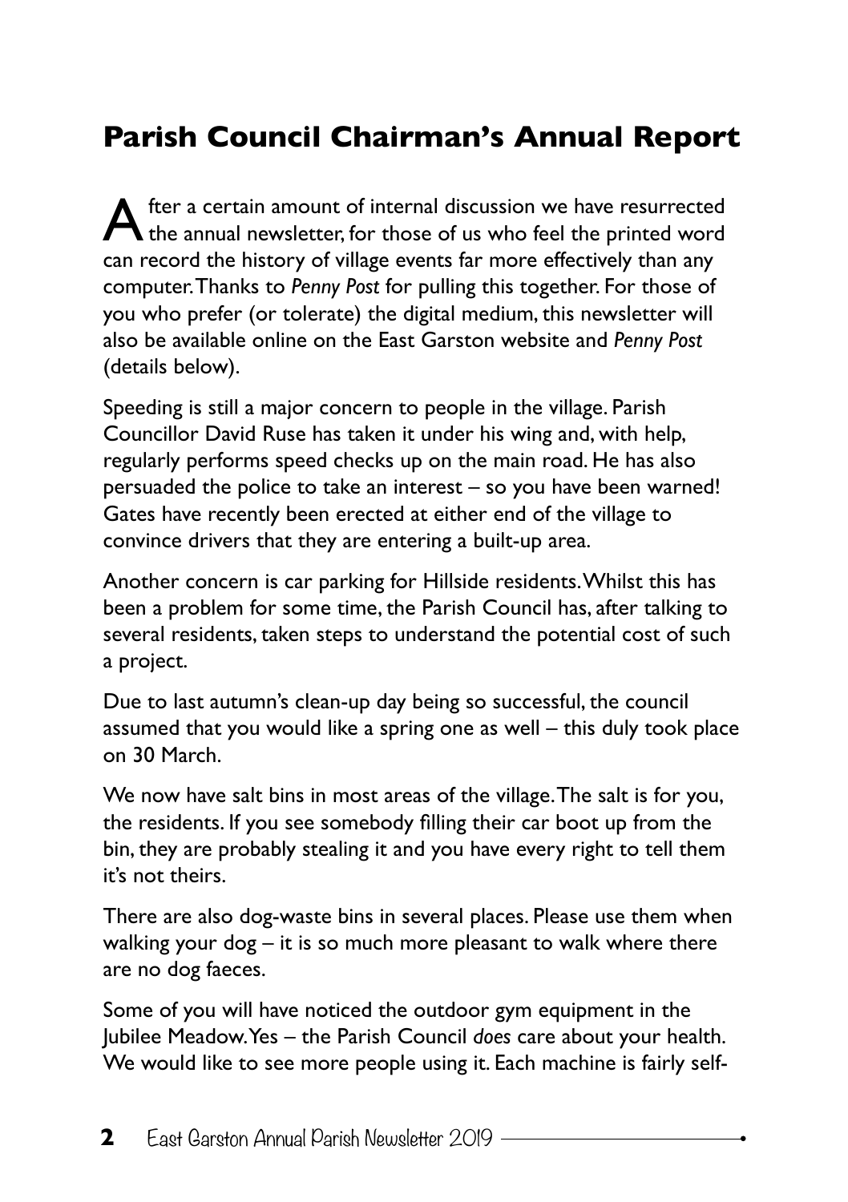## Parish Council Chairman's Annual Report

After a certain amount of internal discussion we have resurrected the annual newsletter, for those of us who feel the printed word can record the history of village events far more effectively than any computer. Thanks to *Penny Post* for pulling this together. For those of you who prefer (or tolerate) the digital medium, this newsletter will also be available online on the East Garston website and *Penny Post* (details below).

Speeding is still a major concern to people in the village. Parish Councillor David Ruse has taken it under his wing and, with help, regularly performs speed checks up on the main road. He has also persuaded the police to take an interest – so you have been warned! Gates have recently been erected at either end of the village to convince drivers that they are entering a built-up area.

Another concern is car parking for Hillside residents. Whilst this has been a problem for some time, the Parish Council has, after talking to several residents, taken steps to understand the potential cost of such a project.

Due to last autumn's clean-up day being so successful, the council assumed that you would like a spring one as well – this duly took place on 30 March.

We now have salt bins in most areas of the village. The salt is for you, the residents. If you see somebody filling their car boot up from the bin, they are probably stealing it and you have every right to tell them it's not theirs.

There are also dog-waste bins in several places. Please use them when walking your dog – it is so much more pleasant to walk where there are no dog faeces.

Some of you will have noticed the outdoor gym equipment in the Jubilee Meadow. Yes – the Parish Council *does* care about your health. We would like to see more people using it. Each machine is fairly self-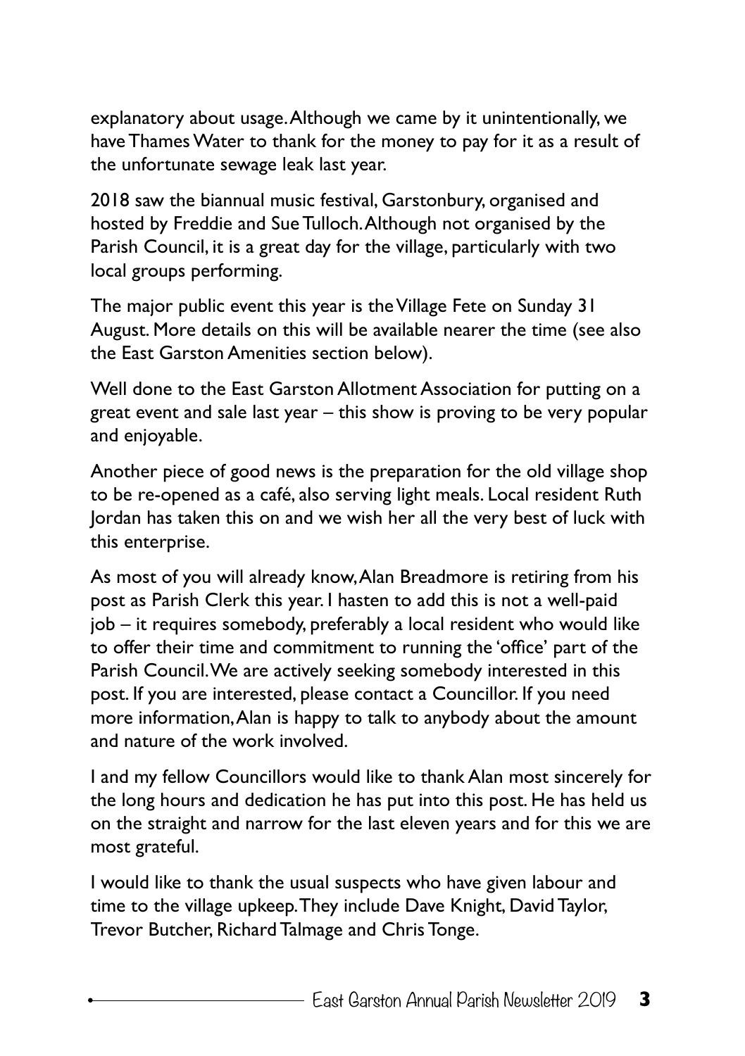explanatory about usage. Although we came by it unintentionally, we have Thames Water to thank for the money to pay for it as a result of the unfortunate sewage leak last year.

2018 saw the biannual music festival, Garstonbury, organised and hosted by Freddie and Sue Tulloch. Although not organised by the Parish Council, it is a great day for the village, particularly with two local groups performing.

The major public event this year is the Village Fete on Sunday 31 August. More details on this will be available nearer the time (see also the East Garston Amenities section below).

Well done to the East Garston Allotment Association for putting on a great event and sale last year – this show is proving to be very popular and enjoyable.

Another piece of good news is the preparation for the old village shop to be re-opened as a café, also serving light meals. Local resident Ruth Jordan has taken this on and we wish her all the very best of luck with this enterprise.

As most of you will already know, Alan Breadmore is retiring from his post as Parish Clerk this year. I hasten to add this is not a well-paid job – it requires somebody, preferably a local resident who would like to offer their time and commitment to running the 'office' part of the Parish Council. We are actively seeking somebody interested in this post. If you are interested, please contact a Councillor. If you need more information, Alan is happy to talk to anybody about the amount and nature of the work involved.

I and my fellow Councillors would like to thank Alan most sincerely for the long hours and dedication he has put into this post. He has held us on the straight and narrow for the last eleven years and for this we are most grateful.

I would like to thank the usual suspects who have given labour and time to the village upkeep. They include Dave Knight, David Taylor, Trevor Butcher, Richard Talmage and Chris Tonge.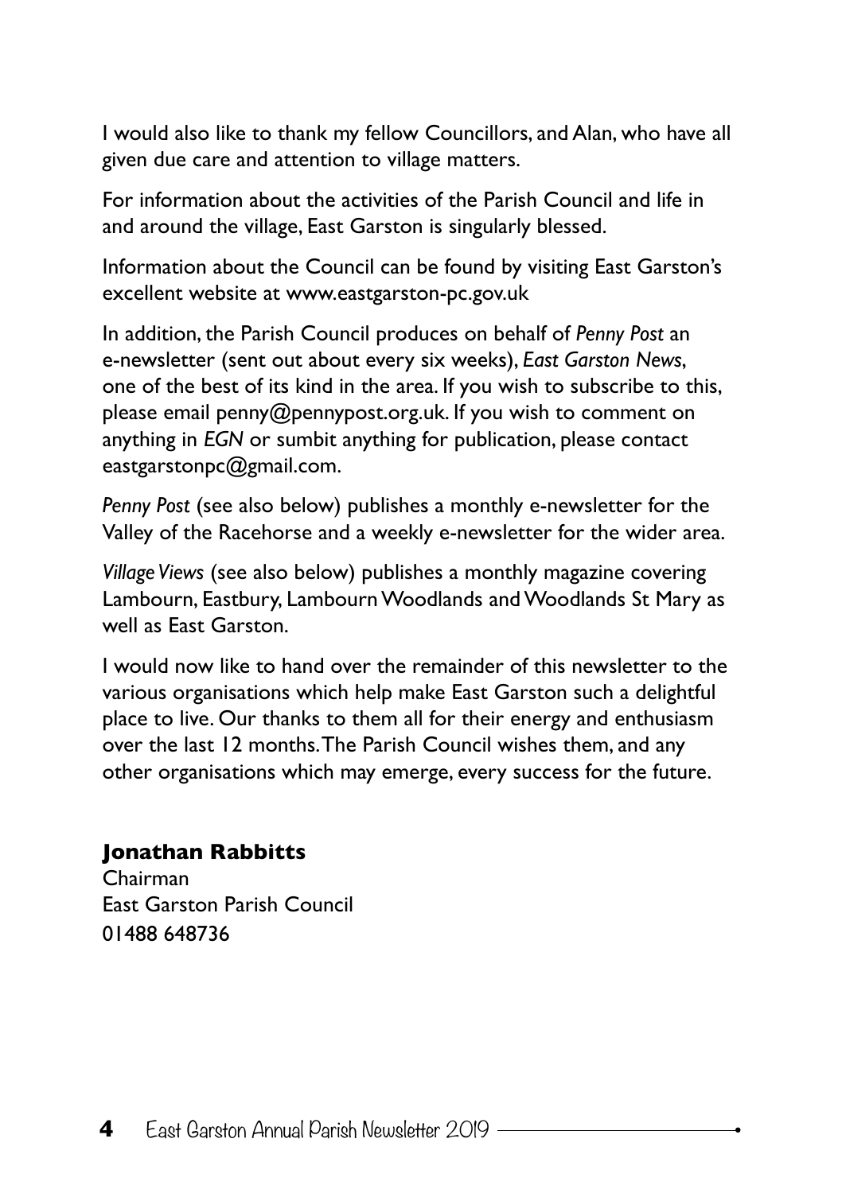I would also like to thank my fellow Councillors, and Alan, who have all given due care and attention to village matters.

For information about the activities of the Parish Council and life in and around the village, East Garston is singularly blessed.

Information about the Council can be found by visiting East Garston's excellent website at www.eastgarston-pc.gov.uk

In addition, the Parish Council produces on behalf of *Penny Post* an e-newsletter (sent out about every six weeks), *East Garston News*, one of the best of its kind in the area. If you wish to subscribe to this, please email penny@pennypost.org.uk. If you wish to comment on anything in *EGN* or sumbit anything for publication, please contact eastgarstonpc@gmail.com.

*Penny Post* (see also below) publishes a monthly e-newsletter for the Valley of the Racehorse and a weekly e-newsletter for the wider area.

*Village Views* (see also below) publishes a monthly magazine covering Lambourn, Eastbury, Lambourn Woodlands and Woodlands St Mary as well as East Garston.

I would now like to hand over the remainder of this newsletter to the various organisations which help make East Garston such a delightful place to live. Our thanks to them all for their energy and enthusiasm over the last 12 months. The Parish Council wishes them, and any other organisations which may emerge, every success for the future.

**Jonathan Rabbitts**
Chairman
East Garston Parish Council
01488 648736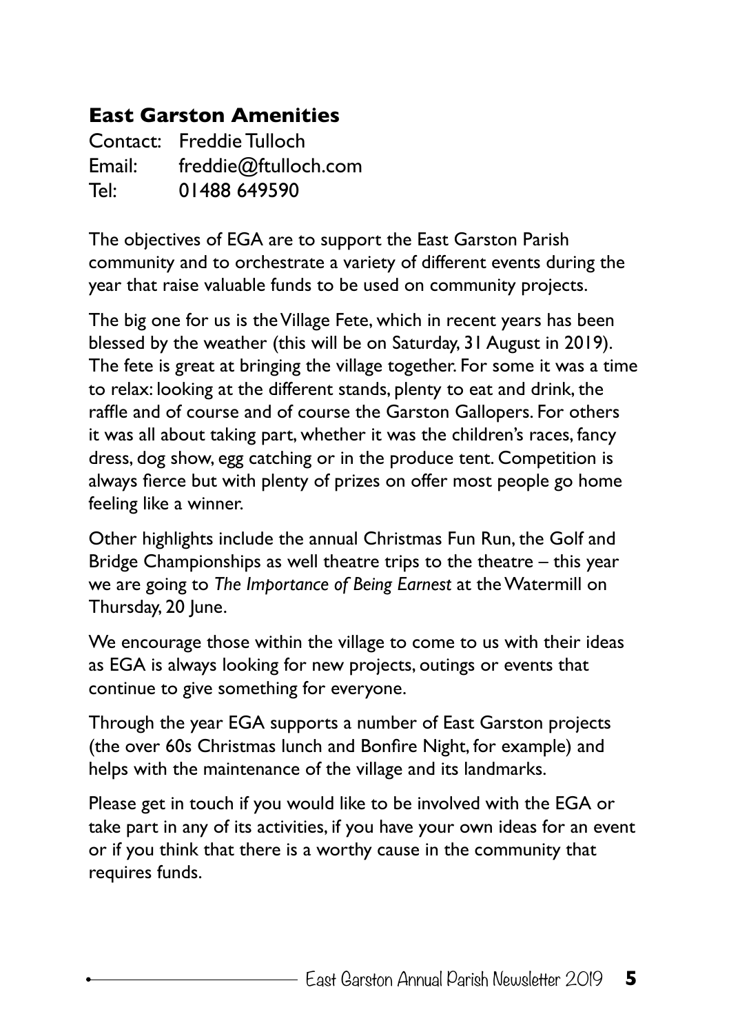## East Garston Amenities

Contact: Freddie Tulloch
Email: freddie@ftulloch.com
Tel: 01488 649590

The objectives of EGA are to support the East Garston Parish community and to orchestrate a variety of different events during the year that raise valuable funds to be used on community projects.

The big one for us is the Village Fete, which in recent years has been blessed by the weather (this will be on Saturday, 31 August in 2019). The fete is great at bringing the village together. For some it was a time to relax: looking at the different stands, plenty to eat and drink, the raffle and of course and of course the Garston Gallopers. For others it was all about taking part, whether it was the children's races, fancy dress, dog show, egg catching or in the produce tent. Competition is always fierce but with plenty of prizes on offer most people go home feeling like a winner.

Other highlights include the annual Christmas Fun Run, the Golf and Bridge Championships as well theatre trips to the theatre – this year we are going to *The Importance of Being Earnest* at the Watermill on Thursday, 20 June.

We encourage those within the village to come to us with their ideas as EGA is always looking for new projects, outings or events that continue to give something for everyone.

Through the year EGA supports a number of East Garston projects (the over 60s Christmas lunch and Bonfire Night, for example) and helps with the maintenance of the village and its landmarks.

Please get in touch if you would like to be involved with the EGA or take part in any of its activities, if you have your own ideas for an event or if you think that there is a worthy cause in the community that requires funds.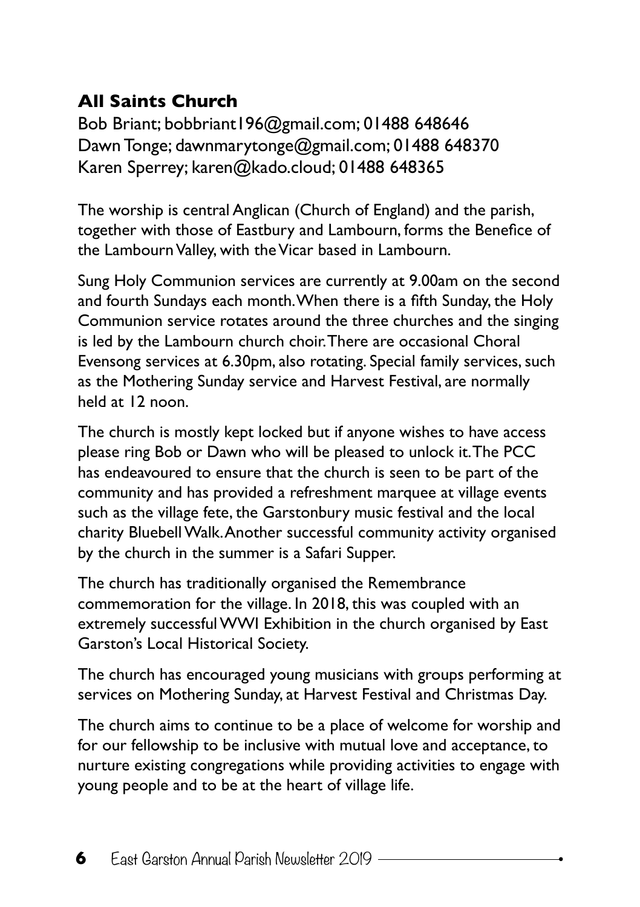## All Saints Church

Bob Briant; bobbriant196@gmail.com; 01488 648646
Dawn Tonge; dawnmarytonge@gmail.com; 01488 648370
Karen Sperrey; karen@kado.cloud; 01488 648365

The worship is central Anglican (Church of England) and the parish, together with those of Eastbury and Lambourn, forms the Benefice of the Lambourn Valley, with the Vicar based in Lambourn.

Sung Holy Communion services are currently at 9.00am on the second and fourth Sundays each month. When there is a fifth Sunday, the Holy Communion service rotates around the three churches and the singing is led by the Lambourn church choir. There are occasional Choral Evensong services at 6.30pm, also rotating. Special family services, such as the Mothering Sunday service and Harvest Festival, are normally held at 12 noon.

The church is mostly kept locked but if anyone wishes to have access please ring Bob or Dawn who will be pleased to unlock it. The PCC has endeavoured to ensure that the church is seen to be part of the community and has provided a refreshment marquee at village events such as the village fete, the Garstonbury music festival and the local charity Bluebell Walk. Another successful community activity organised by the church in the summer is a Safari Supper.

The church has traditionally organised the Remembrance commemoration for the village. In 2018, this was coupled with an extremely successful WWI Exhibition in the church organised by East Garston's Local Historical Society.

The church has encouraged young musicians with groups performing at services on Mothering Sunday, at Harvest Festival and Christmas Day.

The church aims to continue to be a place of welcome for worship and for our fellowship to be inclusive with mutual love and acceptance, to nurture existing congregations while providing activities to engage with young people and to be at the heart of village life.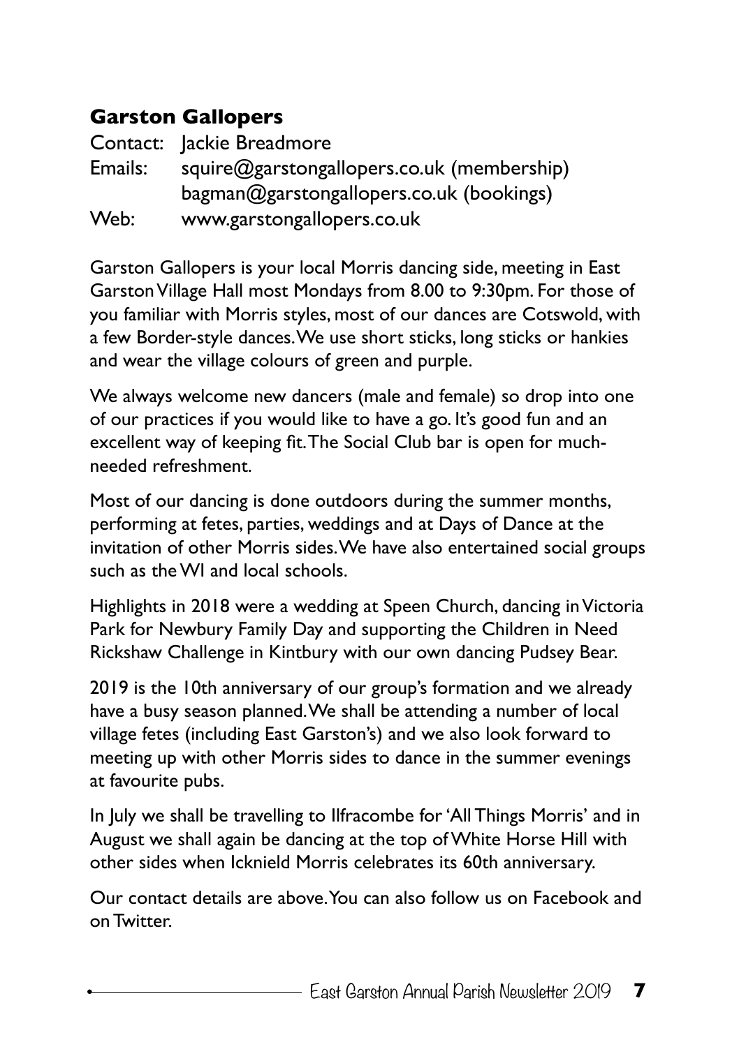## Garston Gallopers

Contact: Jackie Breadmore
Emails: squire@garstongallopers.co.uk (membership)
bagman@garstongallopers.co.uk (bookings)
Web: www.garstongallopers.co.uk

Garston Gallopers is your local Morris dancing side, meeting in East Garston Village Hall most Mondays from 8.00 to 9:30pm. For those of you familiar with Morris styles, most of our dances are Cotswold, with a few Border-style dances. We use short sticks, long sticks or hankies and wear the village colours of green and purple.

We always welcome new dancers (male and female) so drop into one of our practices if you would like to have a go. It's good fun and an excellent way of keeping fit. The Social Club bar is open for much-needed refreshment.

Most of our dancing is done outdoors during the summer months, performing at fetes, parties, weddings and at Days of Dance at the invitation of other Morris sides. We have also entertained social groups such as the WI and local schools.

Highlights in 2018 were a wedding at Speen Church, dancing in Victoria Park for Newbury Family Day and supporting the Children in Need Rickshaw Challenge in Kintbury with our own dancing Pudsey Bear.

2019 is the 10th anniversary of our group's formation and we already have a busy season planned. We shall be attending a number of local village fetes (including East Garston's) and we also look forward to meeting up with other Morris sides to dance in the summer evenings at favourite pubs.

In July we shall be travelling to Ilfracombe for 'All Things Morris' and in August we shall again be dancing at the top of White Horse Hill with other sides when Icknield Morris celebrates its 60th anniversary.

Our contact details are above. You can also follow us on Facebook and on Twitter.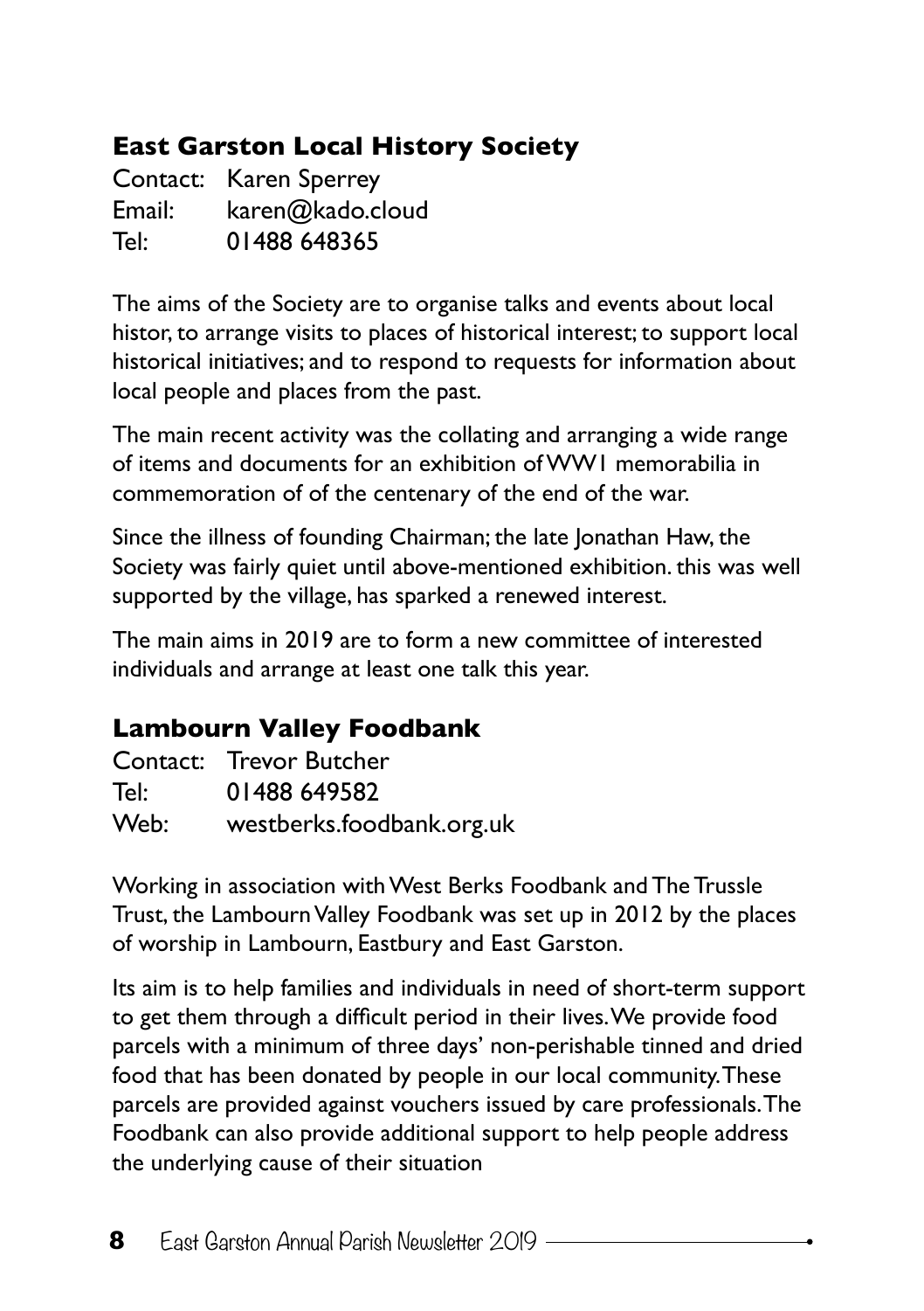## East Garston Local History Society

Contact: Karen Sperrey
Email: karen@kado.cloud
Tel: 01488 648365

The aims of the Society are to organise talks and events about local histor, to arrange visits to places of historical interest; to support local historical initiatives; and to respond to requests for information about local people and places from the past.

The main recent activity was the collating and arranging a wide range of items and documents for an exhibition of WW1 memorabilia in commemoration of of the centenary of the end of the war.

Since the illness of founding Chairman; the late Jonathan Haw, the Society was fairly quiet until above-mentioned exhibition. this was well supported by the village, has sparked a renewed interest.

The main aims in 2019 are to form a new committee of interested individuals and arrange at least one talk this year.

## Lambourn Valley Foodbank

Contact: Trevor Butcher
Tel: 01488 649582
Web: westberks.foodbank.org.uk

Working in association with West Berks Foodbank and The Trussle Trust, the Lambourn Valley Foodbank was set up in 2012 by the places of worship in Lambourn, Eastbury and East Garston.

Its aim is to help families and individuals in need of short-term support to get them through a difficult period in their lives. We provide food parcels with a minimum of three days' non-perishable tinned and dried food that has been donated by people in our local community. These parcels are provided against vouchers issued by care professionals. The Foodbank can also provide additional support to help people address the underlying cause of their situation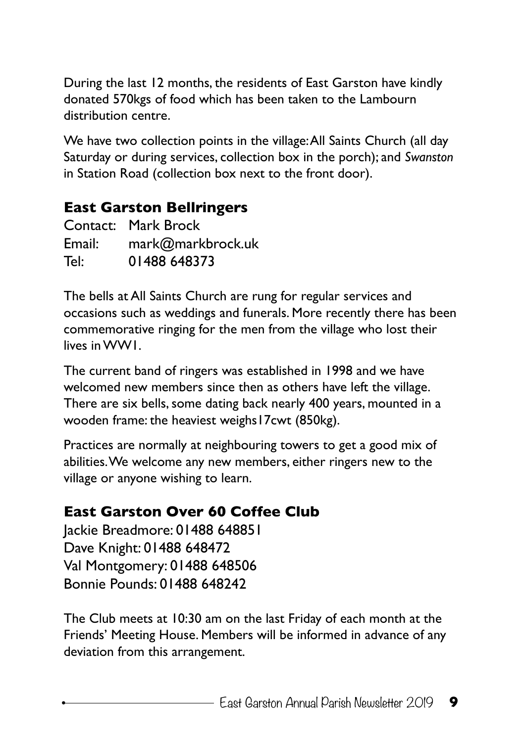During the last 12 months, the residents of East Garston have kindly donated 570kgs of food which has been taken to the Lambourn distribution centre.

We have two collection points in the village: All Saints Church (all day Saturday or during services, collection box in the porch); and *Swanston* in Station Road (collection box next to the front door).

## East Garston Bellringers

Contact: Mark Brock
Email: mark@markbrock.uk
Tel: 01488 648373

The bells at All Saints Church are rung for regular services and occasions such as weddings and funerals. More recently there has been commemorative ringing for the men from the village who lost their lives in WW1.

The current band of ringers was established in 1998 and we have welcomed new members since then as others have left the village. There are six bells, some dating back nearly 400 years, mounted in a wooden frame: the heaviest weighs17cwt (850kg).

Practices are normally at neighbouring towers to get a good mix of abilities. We welcome any new members, either ringers new to the village or anyone wishing to learn.

## East Garston Over 60 Coffee Club

Jackie Breadmore: 01488 648851
Dave Knight: 01488 648472
Val Montgomery: 01488 648506
Bonnie Pounds: 01488 648242

The Club meets at 10:30 am on the last Friday of each month at the Friends' Meeting House. Members will be informed in advance of any deviation from this arrangement.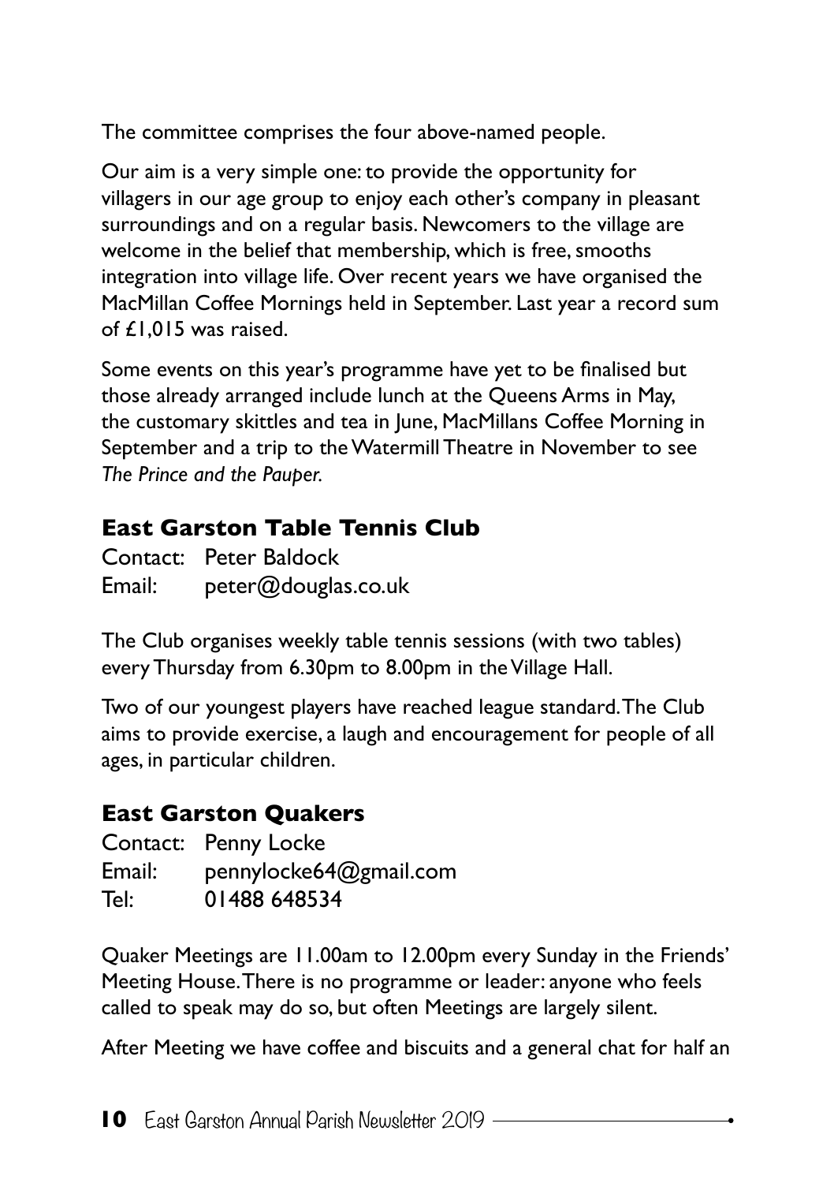The committee comprises the four above-named people.

Our aim is a very simple one: to provide the opportunity for villagers in our age group to enjoy each other's company in pleasant surroundings and on a regular basis. Newcomers to the village are welcome in the belief that membership, which is free, smooths integration into village life. Over recent years we have organised the MacMillan Coffee Mornings held in September. Last year a record sum of £1,015 was raised.

Some events on this year's programme have yet to be finalised but those already arranged include lunch at the Queens Arms in May, the customary skittles and tea in June, MacMillans Coffee Morning in September and a trip to the Watermill Theatre in November to see *The Prince and the Pauper.*

### East Garston Table Tennis Club

Contact: Peter Baldock
Email: peter@douglas.co.uk

The Club organises weekly table tennis sessions (with two tables) every Thursday from 6.30pm to 8.00pm in the Village Hall.

Two of our youngest players have reached league standard. The Club aims to provide exercise, a laugh and encouragement for people of all ages, in particular children.

### East Garston Quakers

Contact: Penny Locke
Email: pennylocke64@gmail.com
Tel: 01488 648534

Quaker Meetings are 11.00am to 12.00pm every Sunday in the Friends' Meeting House. There is no programme or leader: anyone who feels called to speak may do so, but often Meetings are largely silent.

After Meeting we have coffee and biscuits and a general chat for half an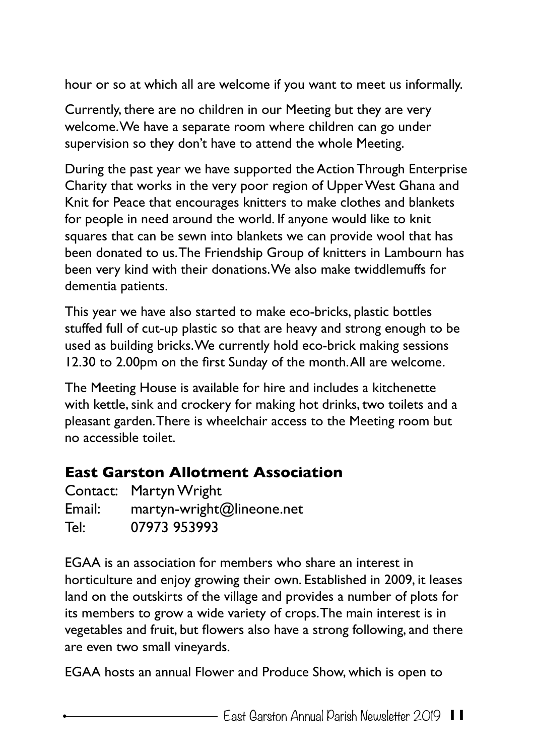hour or so at which all are welcome if you want to meet us informally.

Currently, there are no children in our Meeting but they are very welcome. We have a separate room where children can go under supervision so they don't have to attend the whole Meeting.

During the past year we have supported the Action Through Enterprise Charity that works in the very poor region of Upper West Ghana and Knit for Peace that encourages knitters to make clothes and blankets for people in need around the world. If anyone would like to knit squares that can be sewn into blankets we can provide wool that has been donated to us. The Friendship Group of knitters in Lambourn has been very kind with their donations. We also make twiddlemuffs for dementia patients.

This year we have also started to make eco-bricks, plastic bottles stuffed full of cut-up plastic so that are heavy and strong enough to be used as building bricks. We currently hold eco-brick making sessions 12.30 to 2.00pm on the first Sunday of the month. All are welcome.

The Meeting House is available for hire and includes a kitchenette with kettle, sink and crockery for making hot drinks, two toilets and a pleasant garden. There is wheelchair access to the Meeting room but no accessible toilet.

## East Garston Allotment Association

Contact: Martyn Wright
Email: martyn-wright@lineone.net
Tel: 07973 953993

EGAA is an association for members who share an interest in horticulture and enjoy growing their own. Established in 2009, it leases land on the outskirts of the village and provides a number of plots for its members to grow a wide variety of crops. The main interest is in vegetables and fruit, but flowers also have a strong following, and there are even two small vineyards.

EGAA hosts an annual Flower and Produce Show, which is open to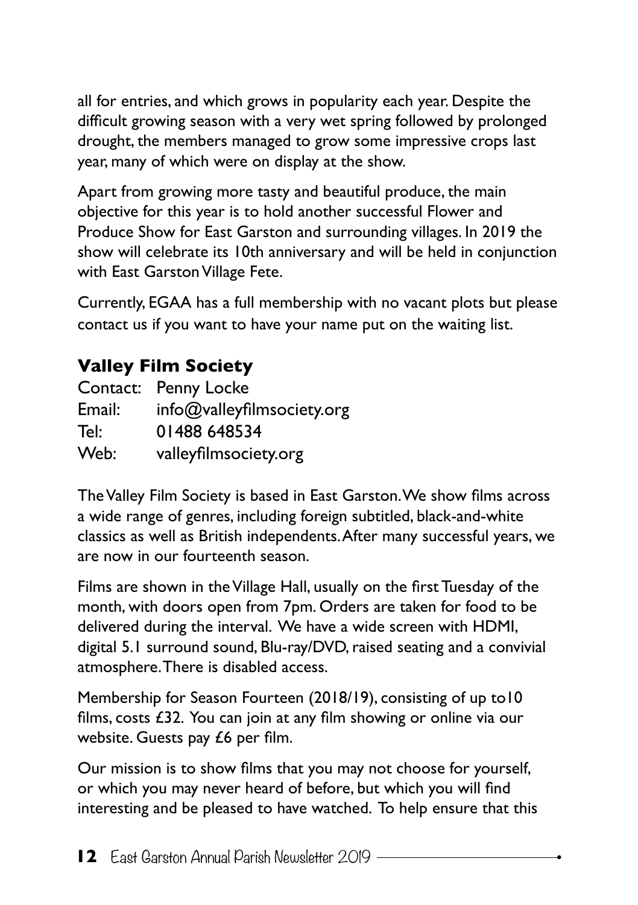all for entries, and which grows in popularity each year. Despite the difficult growing season with a very wet spring followed by prolonged drought, the members managed to grow some impressive crops last year, many of which were on display at the show.

Apart from growing more tasty and beautiful produce, the main objective for this year is to hold another successful Flower and Produce Show for East Garston and surrounding villages. In 2019 the show will celebrate its 10th anniversary and will be held in conjunction with East Garston Village Fete.

Currently, EGAA has a full membership with no vacant plots but please contact us if you want to have your name put on the waiting list.

## Valley Film Society

Contact: Penny Locke
Email: info@valleyfilmsociety.org
Tel: 01488 648534
Web: valleyfilmsociety.org

The Valley Film Society is based in East Garston. We show films across a wide range of genres, including foreign subtitled, black-and-white classics as well as British independents. After many successful years, we are now in our fourteenth season.

Films are shown in the Village Hall, usually on the first Tuesday of the month, with doors open from 7pm. Orders are taken for food to be delivered during the interval. We have a wide screen with HDMI, digital 5.1 surround sound, Blu-ray/DVD, raised seating and a convivial atmosphere. There is disabled access.

Membership for Season Fourteen (2018/19), consisting of up to10 films, costs £32. You can join at any film showing or online via our website. Guests pay £6 per film.

Our mission is to show films that you may not choose for yourself, or which you may never heard of before, but which you will find interesting and be pleased to have watched. To help ensure that this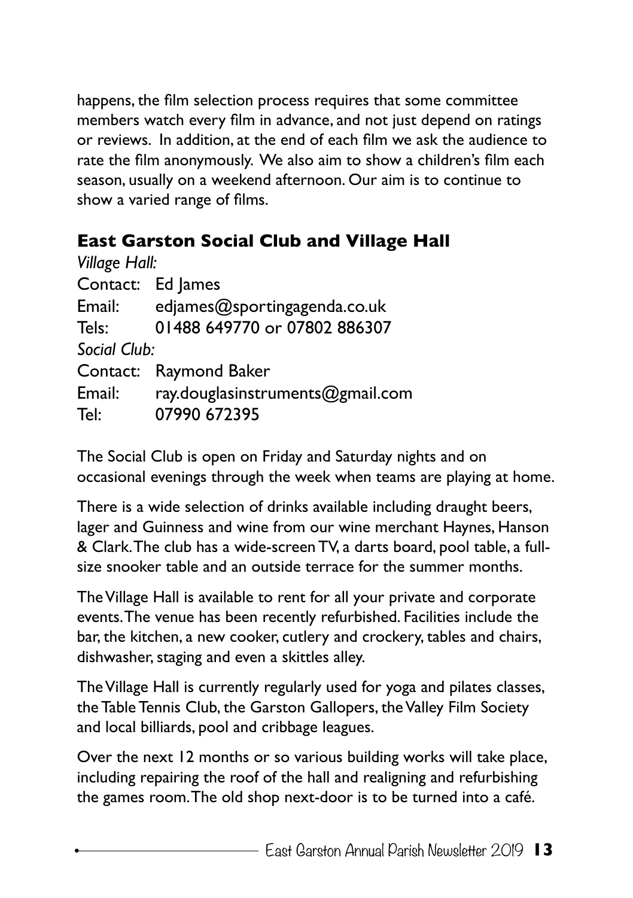happens, the film selection process requires that some committee members watch every film in advance, and not just depend on ratings or reviews. In addition, at the end of each film we ask the audience to rate the film anonymously. We also aim to show a children's film each season, usually on a weekend afternoon. Our aim is to continue to show a varied range of films.

## East Garston Social Club and Village Hall

*Village Hall:*

Contact: Ed James
Email: edjames@sportingagenda.co.uk
Tels: 01488 649770 or 07802 886307

*Social Club:*

Contact: Raymond Baker
Email: ray.douglasinstruments@gmail.com
Tel: 07990 672395

The Social Club is open on Friday and Saturday nights and on occasional evenings through the week when teams are playing at home.

There is a wide selection of drinks available including draught beers, lager and Guinness and wine from our wine merchant Haynes, Hanson & Clark. The club has a wide-screen TV, a darts board, pool table, a full-size snooker table and an outside terrace for the summer months.

The Village Hall is available to rent for all your private and corporate events. The venue has been recently refurbished. Facilities include the bar, the kitchen, a new cooker, cutlery and crockery, tables and chairs, dishwasher, staging and even a skittles alley.

The Village Hall is currently regularly used for yoga and pilates classes, the Table Tennis Club, the Garston Gallopers, the Valley Film Society and local billiards, pool and cribbage leagues.

Over the next 12 months or so various building works will take place, including repairing the roof of the hall and realigning and refurbishing the games room. The old shop next-door is to be turned into a café.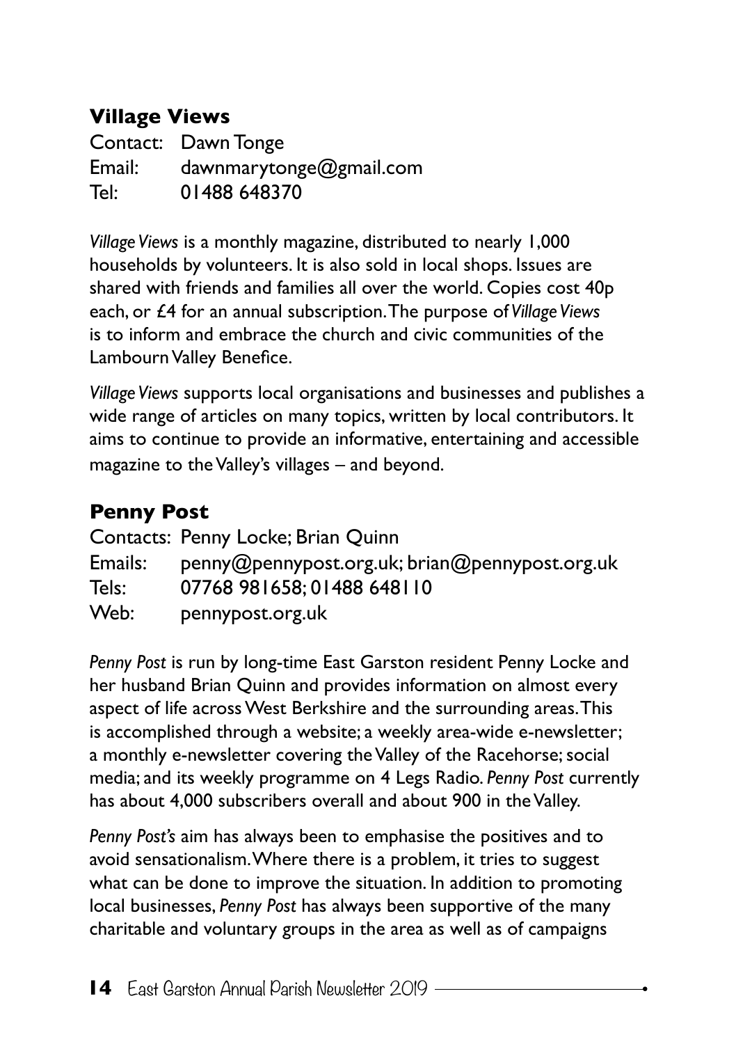## Village Views

Contact: Dawn Tonge
Email: dawnmarytonge@gmail.com
Tel: 01488 648370

*Village Views* is a monthly magazine, distributed to nearly 1,000 households by volunteers. It is also sold in local shops. Issues are shared with friends and families all over the world. Copies cost 40p each, or £4 for an annual subscription. The purpose of *Village Views* is to inform and embrace the church and civic communities of the Lambourn Valley Benefice.

*Village Views* supports local organisations and businesses and publishes a wide range of articles on many topics, written by local contributors. It aims to continue to provide an informative, entertaining and accessible magazine to the Valley's villages – and beyond.

## Penny Post

Contacts: Penny Locke; Brian Quinn
Emails: penny@pennypost.org.uk; brian@pennypost.org.uk
Tels: 07768 981658; 01488 648110
Web: pennypost.org.uk

*Penny Post* is run by long-time East Garston resident Penny Locke and her husband Brian Quinn and provides information on almost every aspect of life across West Berkshire and the surrounding areas. This is accomplished through a website; a weekly area-wide e-newsletter; a monthly e-newsletter covering the Valley of the Racehorse; social media; and its weekly programme on 4 Legs Radio. *Penny Post* currently has about 4,000 subscribers overall and about 900 in the Valley.

*Penny Post's* aim has always been to emphasise the positives and to avoid sensationalism. Where there is a problem, it tries to suggest what can be done to improve the situation. In addition to promoting local businesses, *Penny Post* has always been supportive of the many charitable and voluntary groups in the area as well as of campaigns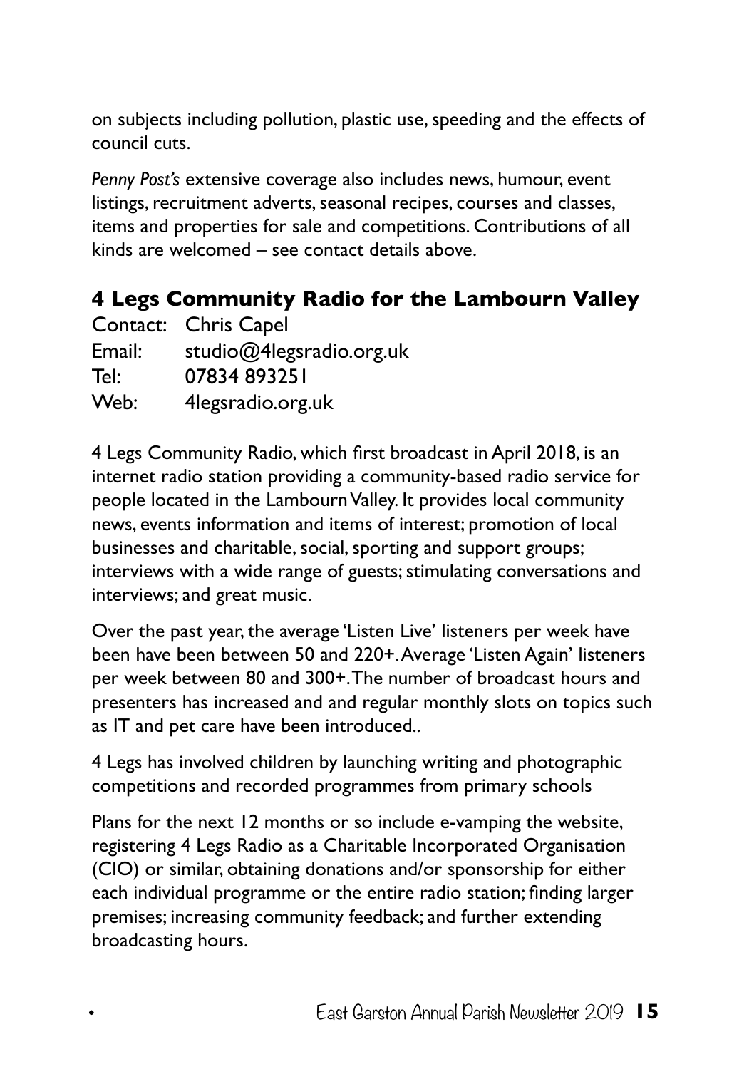on subjects including pollution, plastic use, speeding and the effects of council cuts.

*Penny Post's* extensive coverage also includes news, humour, event listings, recruitment adverts, seasonal recipes, courses and classes, items and properties for sale and competitions. Contributions of all kinds are welcomed – see contact details above.

## 4 Legs Community Radio for the Lambourn Valley

Contact: Chris Capel
Email: studio@4legsradio.org.uk
Tel: 07834 893251
Web: 4legsradio.org.uk

4 Legs Community Radio, which first broadcast in April 2018, is an internet radio station providing a community-based radio service for people located in the Lambourn Valley. It provides local community news, events information and items of interest; promotion of local businesses and charitable, social, sporting and support groups; interviews with a wide range of guests; stimulating conversations and interviews; and great music.

Over the past year, the average 'Listen Live' listeners per week have been have been between 50 and 220+. Average 'Listen Again' listeners per week between 80 and 300+. The number of broadcast hours and presenters has increased and and regular monthly slots on topics such as IT and pet care have been introduced..

4 Legs has involved children by launching writing and photographic competitions and recorded programmes from primary schools

Plans for the next 12 months or so include e-vamping the website, registering 4 Legs Radio as a Charitable Incorporated Organisation (CIO) or similar, obtaining donations and/or sponsorship for either each individual programme or the entire radio station; finding larger premises; increasing community feedback; and further extending broadcasting hours.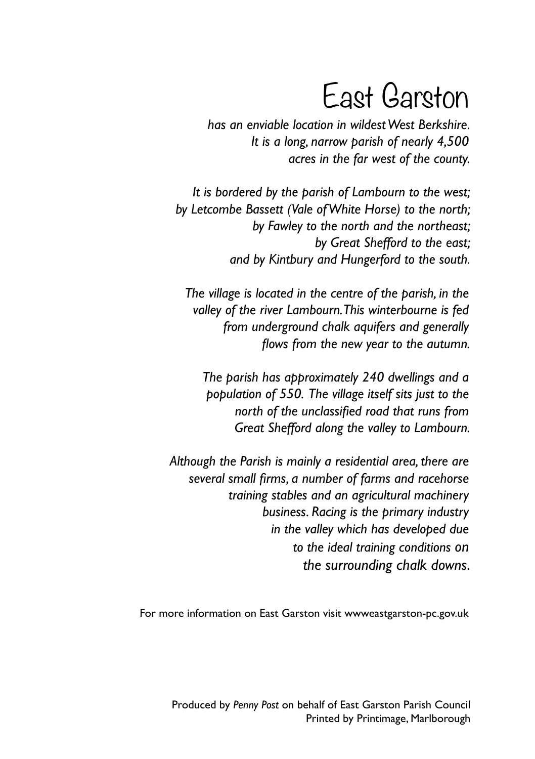# East Garston

*has an enviable location in wildest West Berkshire. It is a long, narrow parish of nearly 4,500 acres in the far west of the county.*

*It is bordered by the parish of Lambourn to the west; by Letcombe Bassett (Vale of White Horse) to the north; by Fawley to the north and the northeast; by Great Shefford to the east; and by Kintbury and Hungerford to the south.*

*The village is located in the centre of the parish, in the valley of the river Lambourn. This winterbourne is fed from underground chalk aquifers and generally flows from the new year to the autumn.*

*The parish has approximately 240 dwellings and a population of 550. The village itself sits just to the north of the unclassified road that runs from Great Shefford along the valley to Lambourn.*

*Although the Parish is mainly a residential area, there are several small firms, a number of farms and racehorse training stables and an agricultural machinery business. Racing is the primary industry in the valley which has developed due to the ideal training conditions on the surrounding chalk downs.*

For more information on East Garston visit wwweastgarston-pc.gov.uk

Produced by *Penny Post* on behalf of East Garston Parish Council
Printed by Printimage, Marlborough